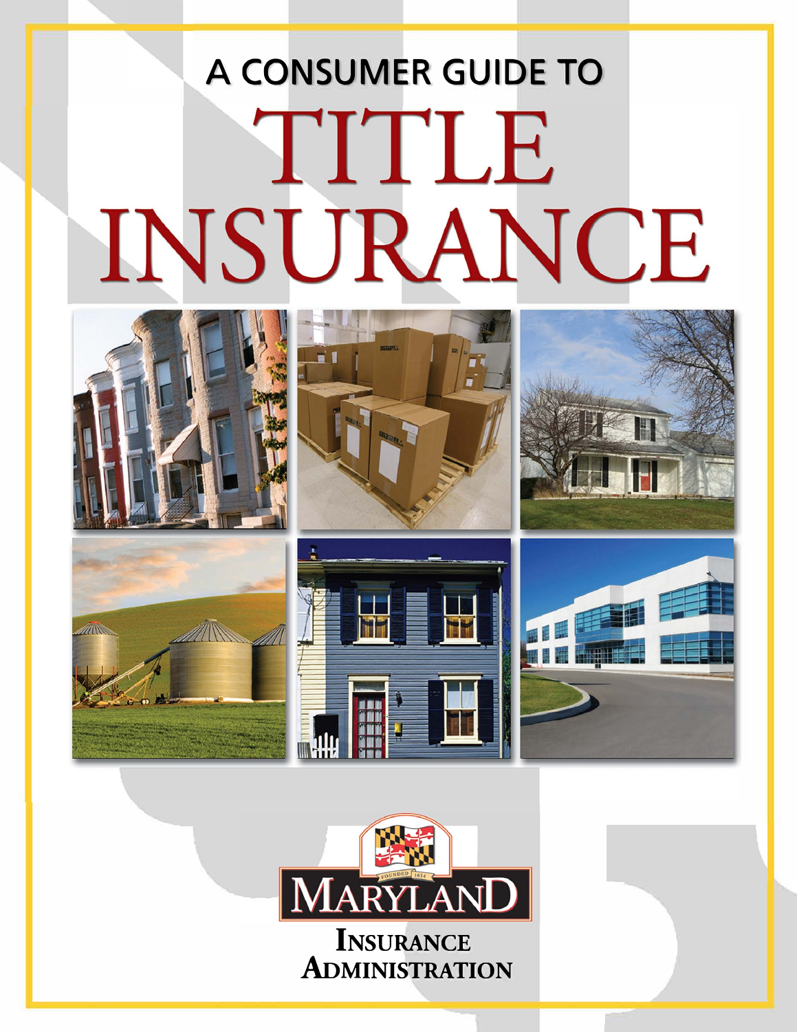# A CONSUMER GUIDE TO

# TITLE INSURANCE

MARYLAND

INSURANCE ADMINISTRATION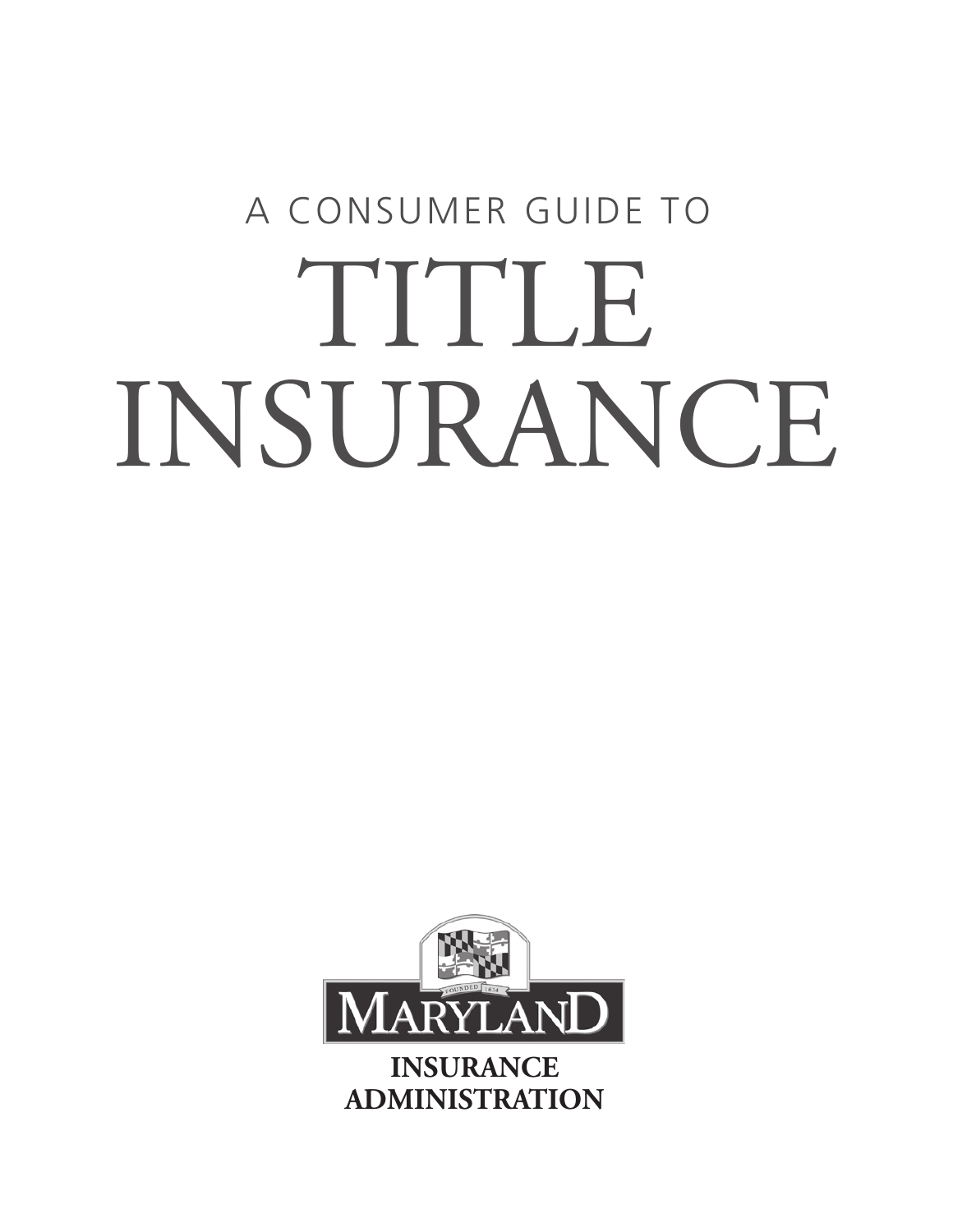A CONSUMER GUIDE TO

# TITLE INSURANCE

MARYLAND

INSURANCE ADMINISTRATION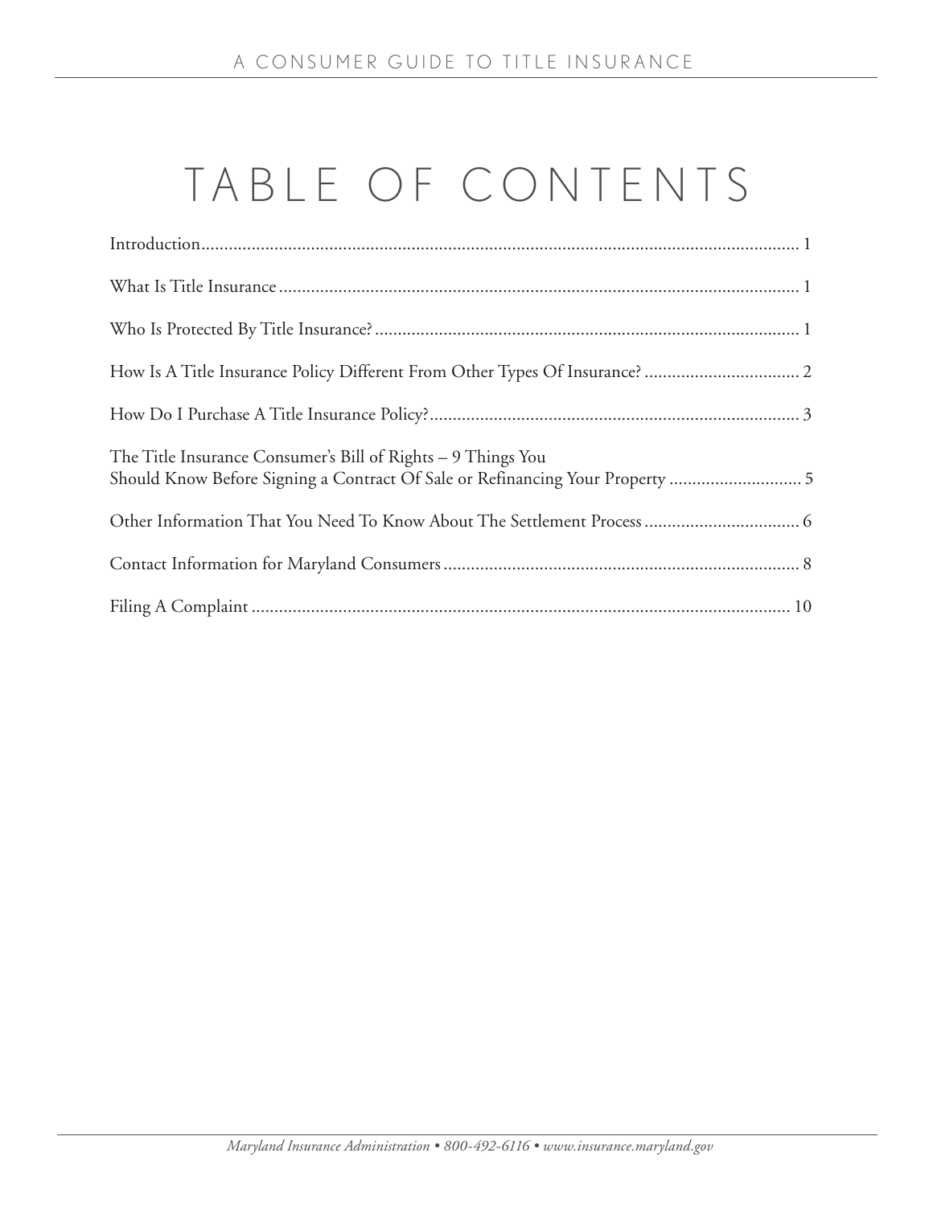# TABLE OF CONTENTS

| | |
|---|---|
| Introduction | 1 |
| What Is Title Insurance | 1 |
| Who Is Protected By Title Insurance? | 1 |
| How Is A Title Insurance Policy Different From Other Types Of Insurance? | 2 |
| How Do I Purchase A Title Insurance Policy? | 3 |
| The Title Insurance Consumer's Bill of Rights – 9 Things You Should Know Before Signing a Contract Of Sale or Refinancing Your Property | 5 |
| Other Information That You Need To Know About The Settlement Process | 6 |
| Contact Information for Maryland Consumers | 8 |
| Filing A Complaint | 10 |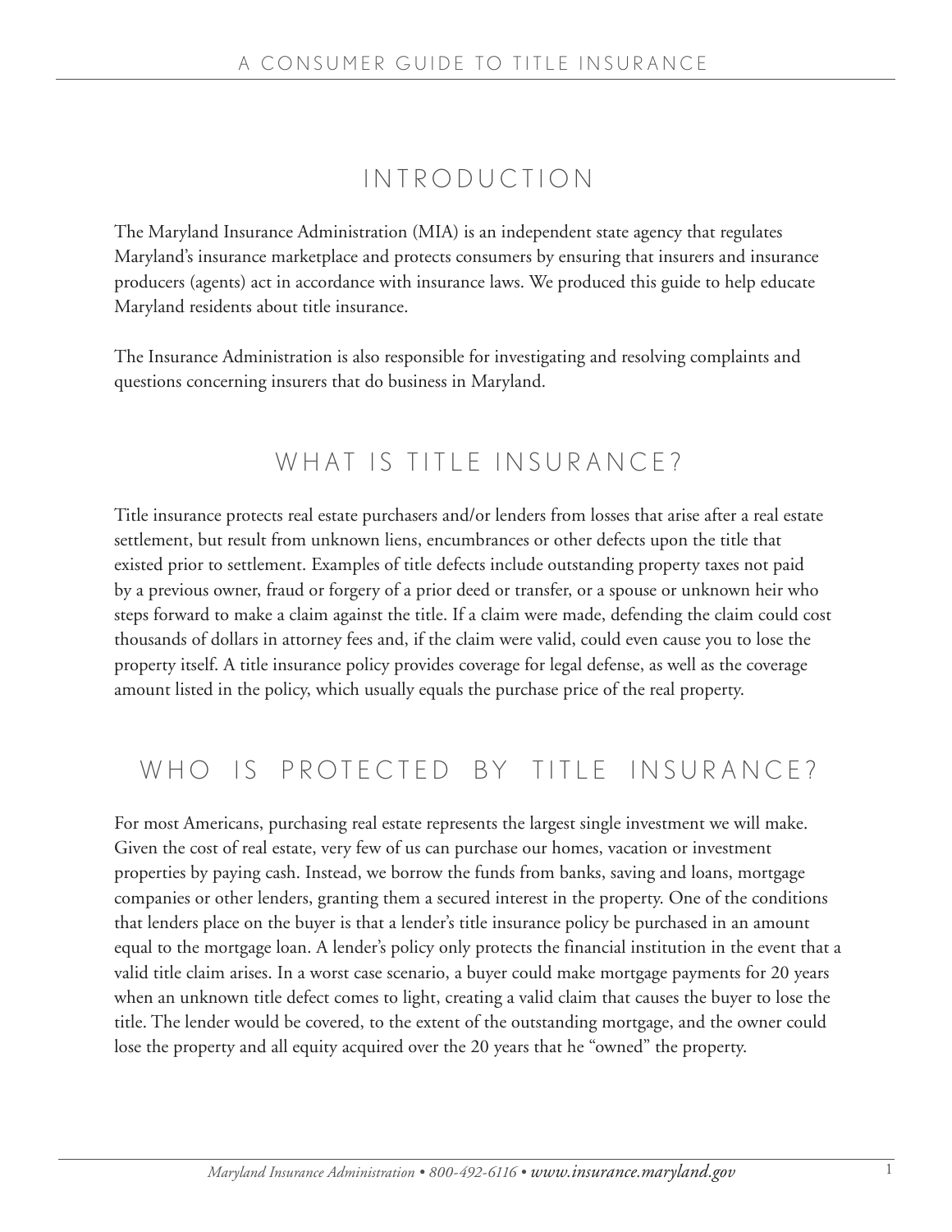## INTRODUCTION

The Maryland Insurance Administration (MIA) is an independent state agency that regulates Maryland's insurance marketplace and protects consumers by ensuring that insurers and insurance producers (agents) act in accordance with insurance laws. We produced this guide to help educate Maryland residents about title insurance.

The Insurance Administration is also responsible for investigating and resolving complaints and questions concerning insurers that do business in Maryland.

## WHAT IS TITLE INSURANCE?

Title insurance protects real estate purchasers and/or lenders from losses that arise after a real estate settlement, but result from unknown liens, encumbrances or other defects upon the title that existed prior to settlement. Examples of title defects include outstanding property taxes not paid by a previous owner, fraud or forgery of a prior deed or transfer, or a spouse or unknown heir who steps forward to make a claim against the title. If a claim were made, defending the claim could cost thousands of dollars in attorney fees and, if the claim were valid, could even cause you to lose the property itself. A title insurance policy provides coverage for legal defense, as well as the coverage amount listed in the policy, which usually equals the purchase price of the real property.

## WHO IS PROTECTED BY TITLE INSURANCE?

For most Americans, purchasing real estate represents the largest single investment we will make. Given the cost of real estate, very few of us can purchase our homes, vacation or investment properties by paying cash. Instead, we borrow the funds from banks, saving and loans, mortgage companies or other lenders, granting them a secured interest in the property. One of the conditions that lenders place on the buyer is that a lender's title insurance policy be purchased in an amount equal to the mortgage loan. A lender's policy only protects the financial institution in the event that a valid title claim arises. In a worst case scenario, a buyer could make mortgage payments for 20 years when an unknown title defect comes to light, creating a valid claim that causes the buyer to lose the title. The lender would be covered, to the extent of the outstanding mortgage, and the owner could lose the property and all equity acquired over the 20 years that he "owned" the property.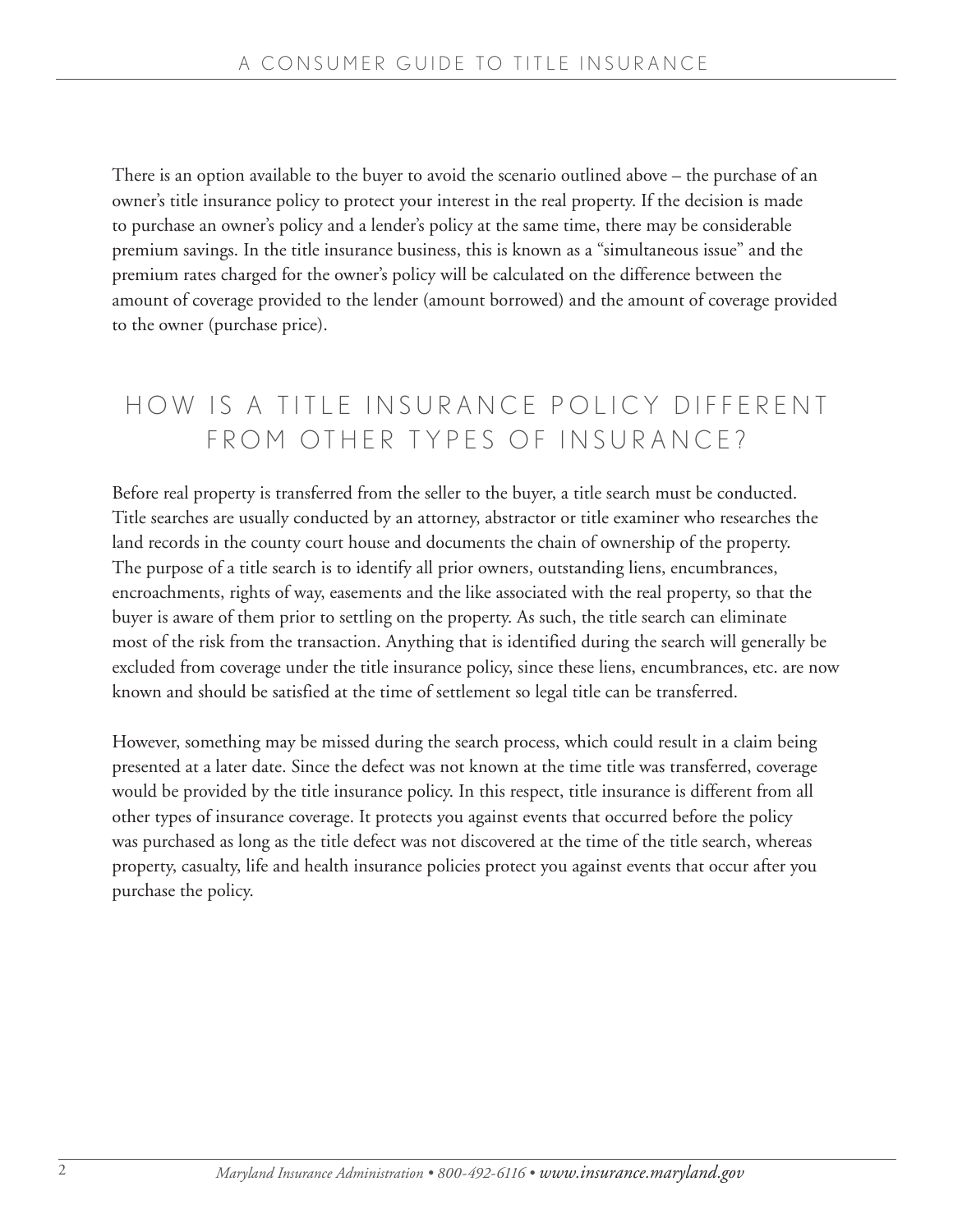There is an option available to the buyer to avoid the scenario outlined above – the purchase of an owner's title insurance policy to protect your interest in the real property. If the decision is made to purchase an owner's policy and a lender's policy at the same time, there may be considerable premium savings. In the title insurance business, this is known as a "simultaneous issue" and the premium rates charged for the owner's policy will be calculated on the difference between the amount of coverage provided to the lender (amount borrowed) and the amount of coverage provided to the owner (purchase price).

## HOW IS A TITLE INSURANCE POLICY DIFFERENT FROM OTHER TYPES OF INSURANCE?

Before real property is transferred from the seller to the buyer, a title search must be conducted. Title searches are usually conducted by an attorney, abstractor or title examiner who researches the land records in the county court house and documents the chain of ownership of the property. The purpose of a title search is to identify all prior owners, outstanding liens, encumbrances, encroachments, rights of way, easements and the like associated with the real property, so that the buyer is aware of them prior to settling on the property. As such, the title search can eliminate most of the risk from the transaction. Anything that is identified during the search will generally be excluded from coverage under the title insurance policy, since these liens, encumbrances, etc. are now known and should be satisfied at the time of settlement so legal title can be transferred.

However, something may be missed during the search process, which could result in a claim being presented at a later date. Since the defect was not known at the time title was transferred, coverage would be provided by the title insurance policy. In this respect, title insurance is different from all other types of insurance coverage. It protects you against events that occurred before the policy was purchased as long as the title defect was not discovered at the time of the title search, whereas property, casualty, life and health insurance policies protect you against events that occur after you purchase the policy.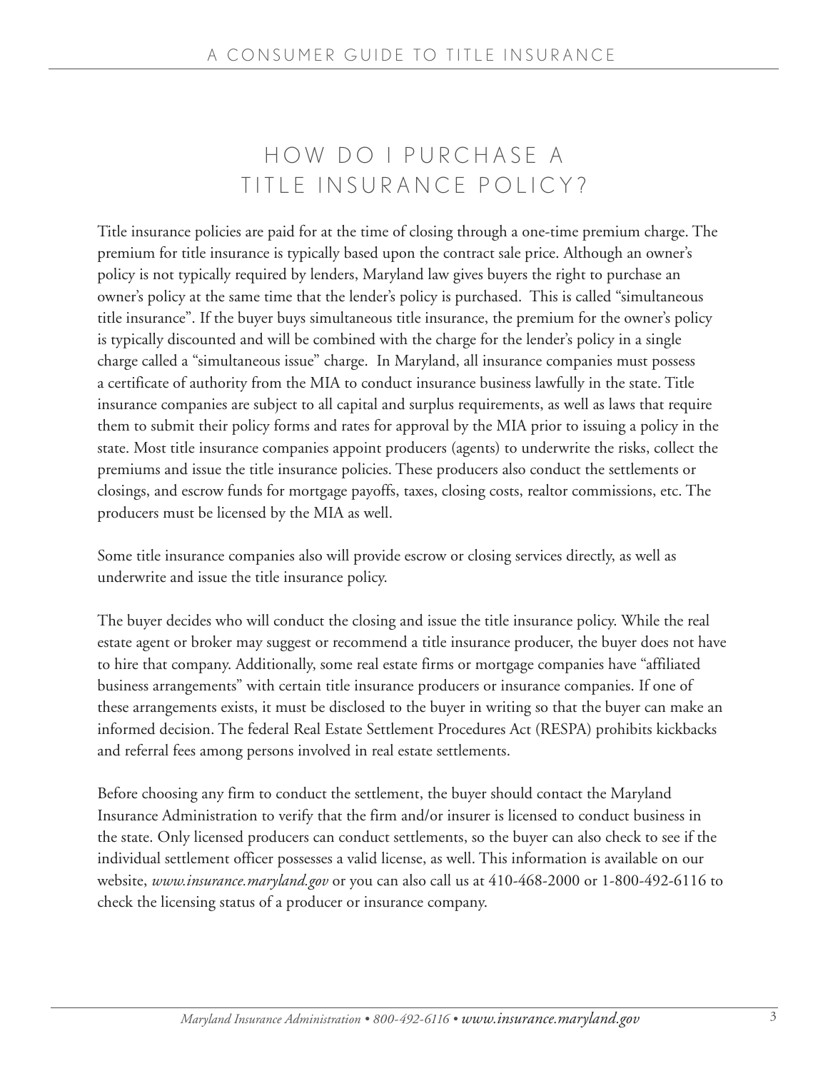# HOW DO I PURCHASE A TITLE INSURANCE POLICY?

Title insurance policies are paid for at the time of closing through a one-time premium charge. The premium for title insurance is typically based upon the contract sale price. Although an owner's policy is not typically required by lenders, Maryland law gives buyers the right to purchase an owner's policy at the same time that the lender's policy is purchased. This is called "simultaneous title insurance". If the buyer buys simultaneous title insurance, the premium for the owner's policy is typically discounted and will be combined with the charge for the lender's policy in a single charge called a "simultaneous issue" charge. In Maryland, all insurance companies must possess a certificate of authority from the MIA to conduct insurance business lawfully in the state. Title insurance companies are subject to all capital and surplus requirements, as well as laws that require them to submit their policy forms and rates for approval by the MIA prior to issuing a policy in the state. Most title insurance companies appoint producers (agents) to underwrite the risks, collect the premiums and issue the title insurance policies. These producers also conduct the settlements or closings, and escrow funds for mortgage payoffs, taxes, closing costs, realtor commissions, etc. The producers must be licensed by the MIA as well.

Some title insurance companies also will provide escrow or closing services directly, as well as underwrite and issue the title insurance policy.

The buyer decides who will conduct the closing and issue the title insurance policy. While the real estate agent or broker may suggest or recommend a title insurance producer, the buyer does not have to hire that company. Additionally, some real estate firms or mortgage companies have "affiliated business arrangements" with certain title insurance producers or insurance companies. If one of these arrangements exists, it must be disclosed to the buyer in writing so that the buyer can make an informed decision. The federal Real Estate Settlement Procedures Act (RESPA) prohibits kickbacks and referral fees among persons involved in real estate settlements.

Before choosing any firm to conduct the settlement, the buyer should contact the Maryland Insurance Administration to verify that the firm and/or insurer is licensed to conduct business in the state. Only licensed producers can conduct settlements, so the buyer can also check to see if the individual settlement officer possesses a valid license, as well. This information is available on our website, *www.insurance.maryland.gov* or you can also call us at 410-468-2000 or 1-800-492-6116 to check the licensing status of a producer or insurance company.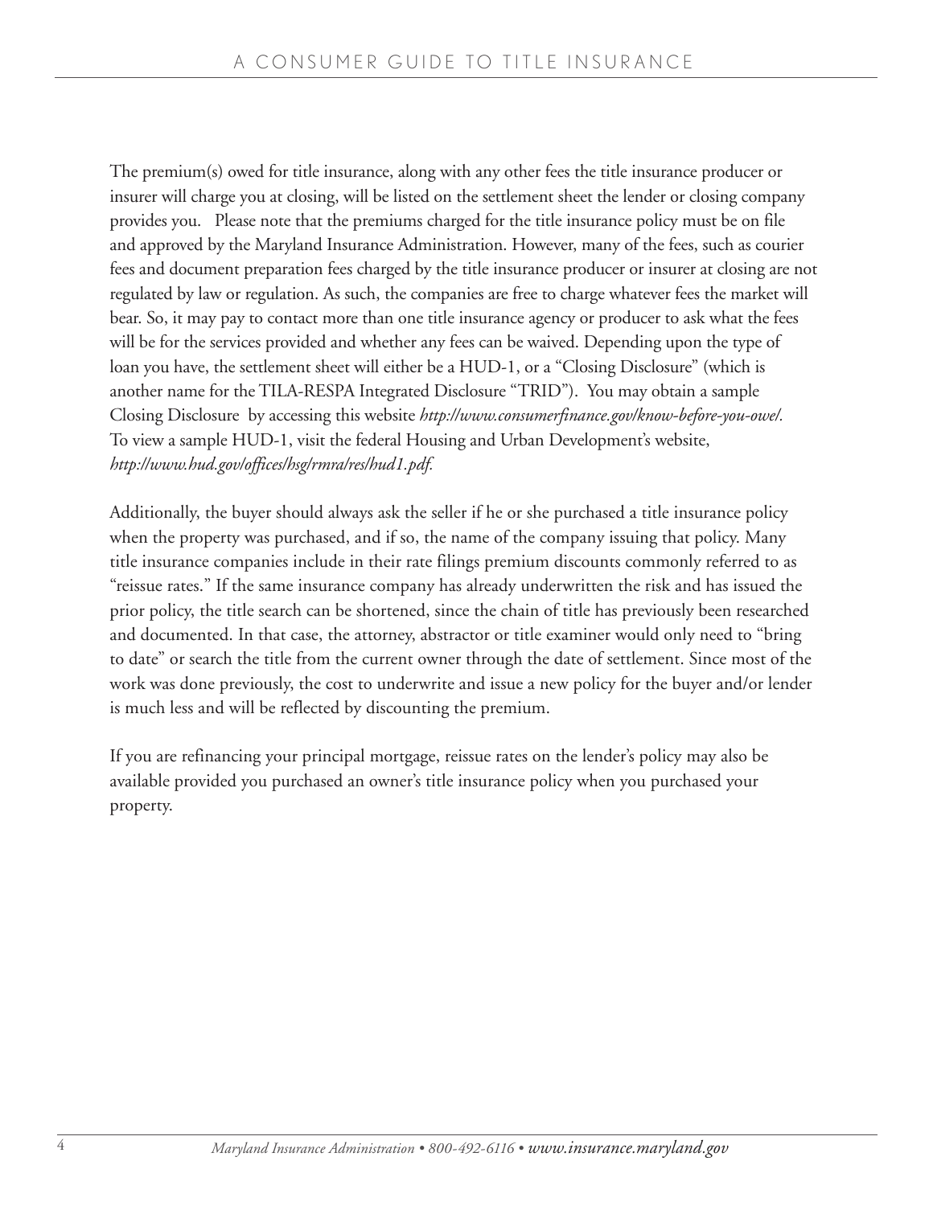The premium(s) owed for title insurance, along with any other fees the title insurance producer or insurer will charge you at closing, will be listed on the settlement sheet the lender or closing company provides you. Please note that the premiums charged for the title insurance policy must be on file and approved by the Maryland Insurance Administration. However, many of the fees, such as courier fees and document preparation fees charged by the title insurance producer or insurer at closing are not regulated by law or regulation. As such, the companies are free to charge whatever fees the market will bear. So, it may pay to contact more than one title insurance agency or producer to ask what the fees will be for the services provided and whether any fees can be waived. Depending upon the type of loan you have, the settlement sheet will either be a HUD-1, or a "Closing Disclosure" (which is another name for the TILA-RESPA Integrated Disclosure "TRID"). You may obtain a sample Closing Disclosure by accessing this website *http://www.consumerfinance.gov/know-before-you-owe/.* To view a sample HUD-1, visit the federal Housing and Urban Development's website, *http://www.hud.gov/offices/hsg/rmra/res/hud1.pdf.*

Additionally, the buyer should always ask the seller if he or she purchased a title insurance policy when the property was purchased, and if so, the name of the company issuing that policy. Many title insurance companies include in their rate filings premium discounts commonly referred to as "reissue rates." If the same insurance company has already underwritten the risk and has issued the prior policy, the title search can be shortened, since the chain of title has previously been researched and documented. In that case, the attorney, abstractor or title examiner would only need to "bring to date" or search the title from the current owner through the date of settlement. Since most of the work was done previously, the cost to underwrite and issue a new policy for the buyer and/or lender is much less and will be reflected by discounting the premium.

If you are refinancing your principal mortgage, reissue rates on the lender's policy may also be available provided you purchased an owner's title insurance policy when you purchased your property.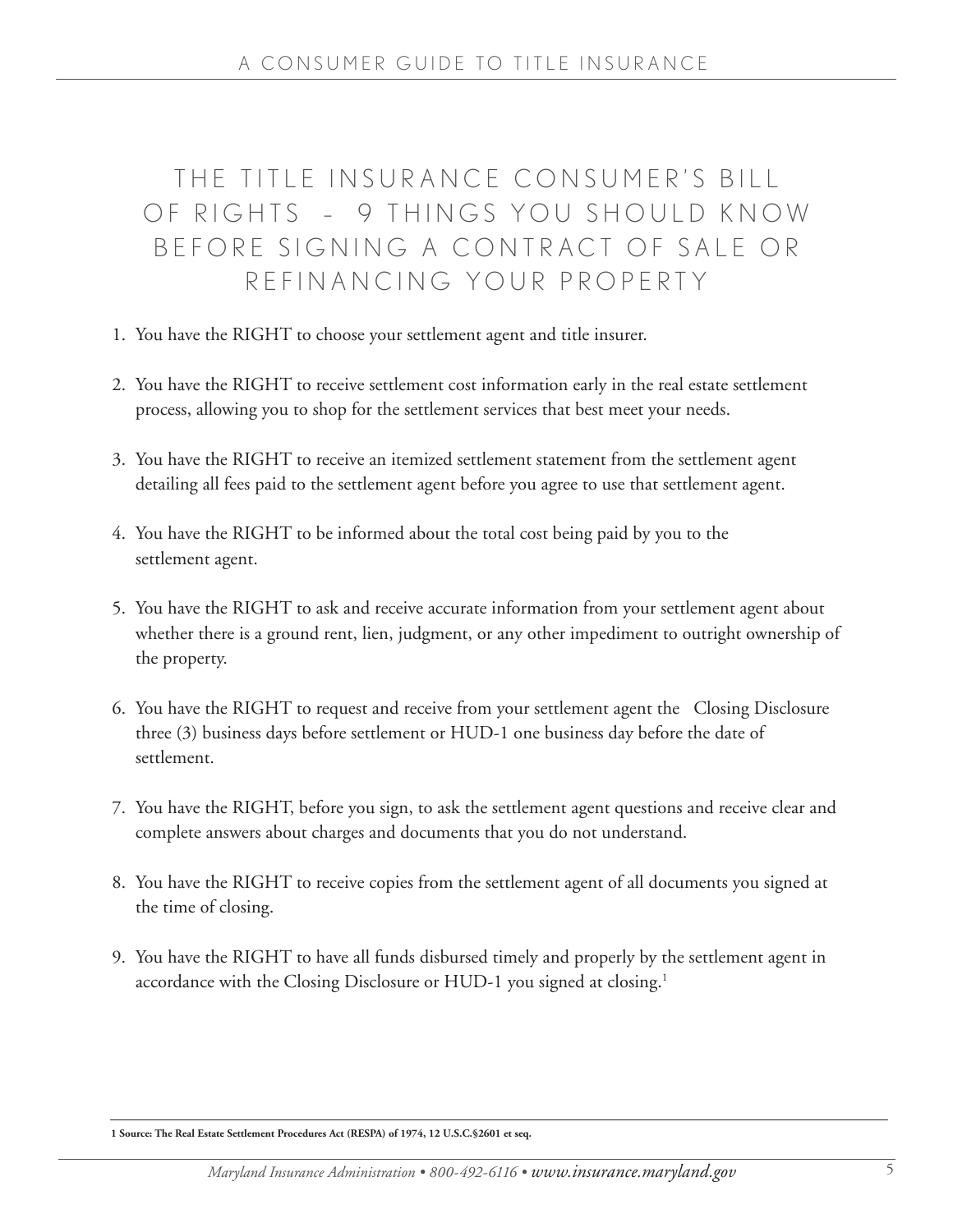# THE TITLE INSURANCE CONSUMER'S BILL OF RIGHTS – 9 THINGS YOU SHOULD KNOW BEFORE SIGNING A CONTRACT OF SALE OR REFINANCING YOUR PROPERTY

1. You have the RIGHT to choose your settlement agent and title insurer.

2. You have the RIGHT to receive settlement cost information early in the real estate settlement process, allowing you to shop for the settlement services that best meet your needs.

3. You have the RIGHT to receive an itemized settlement statement from the settlement agent detailing all fees paid to the settlement agent before you agree to use that settlement agent.

4. You have the RIGHT to be informed about the total cost being paid by you to the settlement agent.

5. You have the RIGHT to ask and receive accurate information from your settlement agent about whether there is a ground rent, lien, judgment, or any other impediment to outright ownership of the property.

6. You have the RIGHT to request and receive from your settlement agent the Closing Disclosure three (3) business days before settlement or HUD-1 one business day before the date of settlement.

7. You have the RIGHT, before you sign, to ask the settlement agent questions and receive clear and complete answers about charges and documents that you do not understand.

8. You have the RIGHT to receive copies from the settlement agent of all documents you signed at the time of closing.

9. You have the RIGHT to have all funds disbursed timely and properly by the settlement agent in accordance with the Closing Disclosure or HUD-1 you signed at closing.[1]

**1 Source: The Real Estate Settlement Procedures Act (RESPA) of 1974, 12 U.S.C.§2601 et seq.**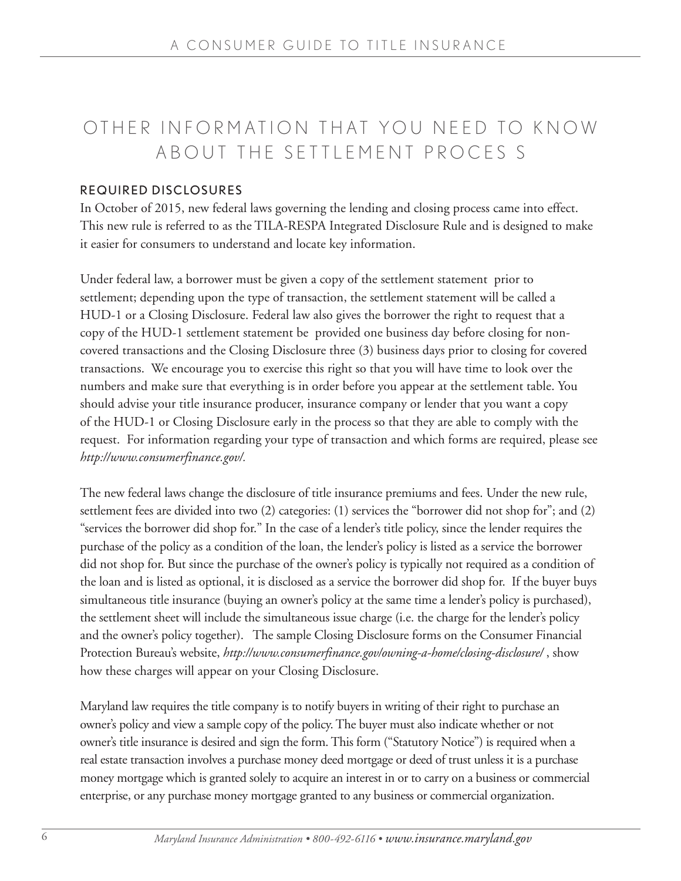# OTHER INFORMATION THAT YOU NEED TO KNOW ABOUT THE SETTLEMENT PROCES S

## REQUIRED DISCLOSURES

In October of 2015, new federal laws governing the lending and closing process came into effect. This new rule is referred to as the TILA-RESPA Integrated Disclosure Rule and is designed to make it easier for consumers to understand and locate key information.

Under federal law, a borrower must be given a copy of the settlement statement prior to settlement; depending upon the type of transaction, the settlement statement will be called a HUD-1 or a Closing Disclosure. Federal law also gives the borrower the right to request that a copy of the HUD-1 settlement statement be provided one business day before closing for non-covered transactions and the Closing Disclosure three (3) business days prior to closing for covered transactions. We encourage you to exercise this right so that you will have time to look over the numbers and make sure that everything is in order before you appear at the settlement table. You should advise your title insurance producer, insurance company or lender that you want a copy of the HUD-1 or Closing Disclosure early in the process so that they are able to comply with the request. For information regarding your type of transaction and which forms are required, please see *http://www.consumerfinance.gov/.*

The new federal laws change the disclosure of title insurance premiums and fees. Under the new rule, settlement fees are divided into two (2) categories: (1) services the "borrower did not shop for"; and (2) "services the borrower did shop for." In the case of a lender's title policy, since the lender requires the purchase of the policy as a condition of the loan, the lender's policy is listed as a service the borrower did not shop for. But since the purchase of the owner's policy is typically not required as a condition of the loan and is listed as optional, it is disclosed as a service the borrower did shop for. If the buyer buys simultaneous title insurance (buying an owner's policy at the same time a lender's policy is purchased), the settlement sheet will include the simultaneous issue charge (i.e. the charge for the lender's policy and the owner's policy together). The sample Closing Disclosure forms on the Consumer Financial Protection Bureau's website, *http://www.consumerfinance.gov/owning-a-home/closing-disclosure/* , show how these charges will appear on your Closing Disclosure.

Maryland law requires the title company is to notify buyers in writing of their right to purchase an owner's policy and view a sample copy of the policy. The buyer must also indicate whether or not owner's title insurance is desired and sign the form. This form ("Statutory Notice") is required when a real estate transaction involves a purchase money deed mortgage or deed of trust unless it is a purchase money mortgage which is granted solely to acquire an interest in or to carry on a business or commercial enterprise, or any purchase money mortgage granted to any business or commercial organization.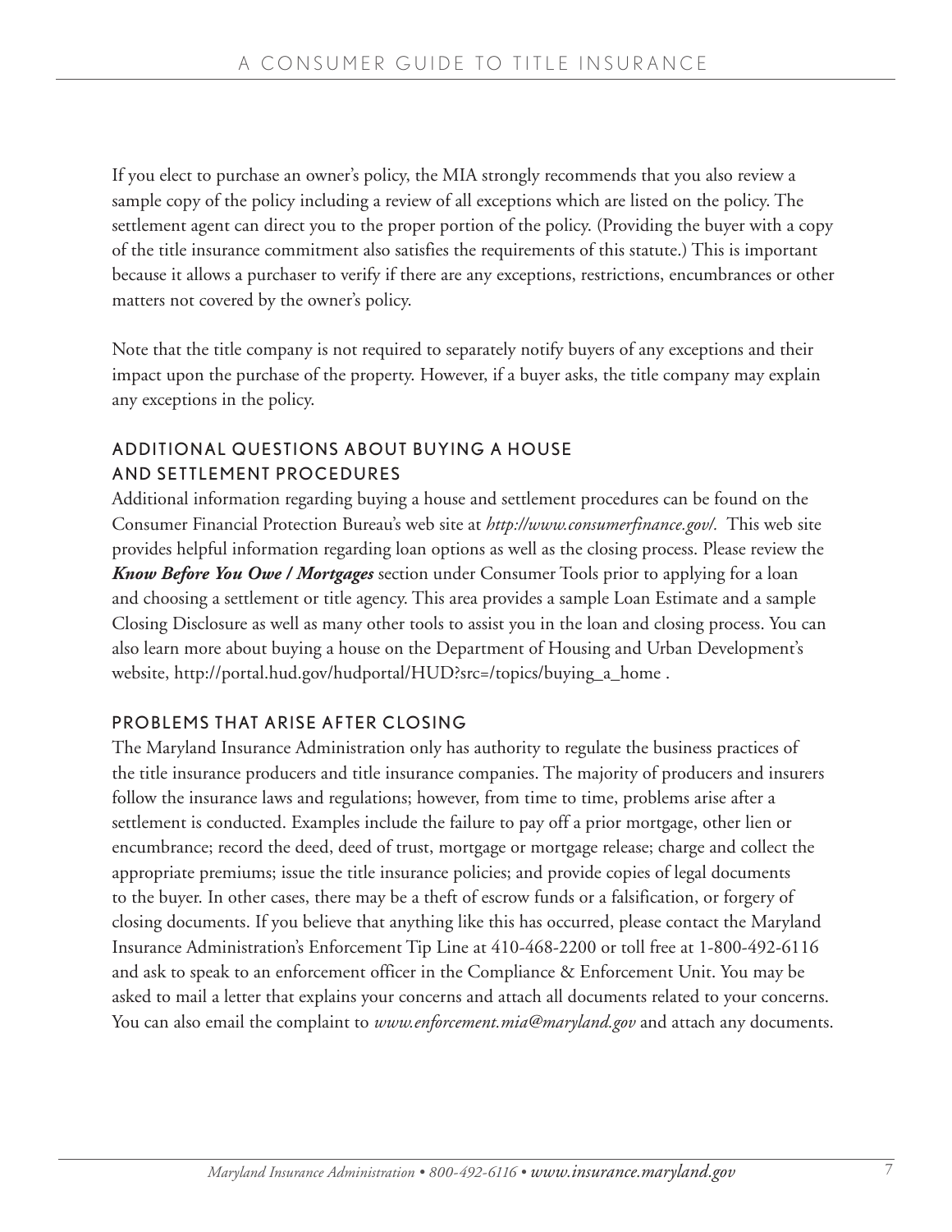If you elect to purchase an owner's policy, the MIA strongly recommends that you also review a sample copy of the policy including a review of all exceptions which are listed on the policy. The settlement agent can direct you to the proper portion of the policy. (Providing the buyer with a copy of the title insurance commitment also satisfies the requirements of this statute.) This is important because it allows a purchaser to verify if there are any exceptions, restrictions, encumbrances or other matters not covered by the owner's policy.

Note that the title company is not required to separately notify buyers of any exceptions and their impact upon the purchase of the property. However, if a buyer asks, the title company may explain any exceptions in the policy.

## ADDITIONAL QUESTIONS ABOUT BUYING A HOUSE AND SETTLEMENT PROCEDURES

Additional information regarding buying a house and settlement procedures can be found on the Consumer Financial Protection Bureau's web site at *http://www.consumerfinance.gov/.* This web site provides helpful information regarding loan options as well as the closing process. Please review the ***Know Before You Owe / Mortgages*** section under Consumer Tools prior to applying for a loan and choosing a settlement or title agency. This area provides a sample Loan Estimate and a sample Closing Disclosure as well as many other tools to assist you in the loan and closing process. You can also learn more about buying a house on the Department of Housing and Urban Development's website, http://portal.hud.gov/hudportal/HUD?src=/topics/buying_a_home .

## PROBLEMS THAT ARISE AFTER CLOSING

The Maryland Insurance Administration only has authority to regulate the business practices of the title insurance producers and title insurance companies. The majority of producers and insurers follow the insurance laws and regulations; however, from time to time, problems arise after a settlement is conducted. Examples include the failure to pay off a prior mortgage, other lien or encumbrance; record the deed, deed of trust, mortgage or mortgage release; charge and collect the appropriate premiums; issue the title insurance policies; and provide copies of legal documents to the buyer. In other cases, there may be a theft of escrow funds or a falsification, or forgery of closing documents. If you believe that anything like this has occurred, please contact the Maryland Insurance Administration's Enforcement Tip Line at 410-468-2200 or toll free at 1-800-492-6116 and ask to speak to an enforcement officer in the Compliance & Enforcement Unit. You may be asked to mail a letter that explains your concerns and attach all documents related to your concerns. You can also email the complaint to *www.enforcement.mia@maryland.gov* and attach any documents.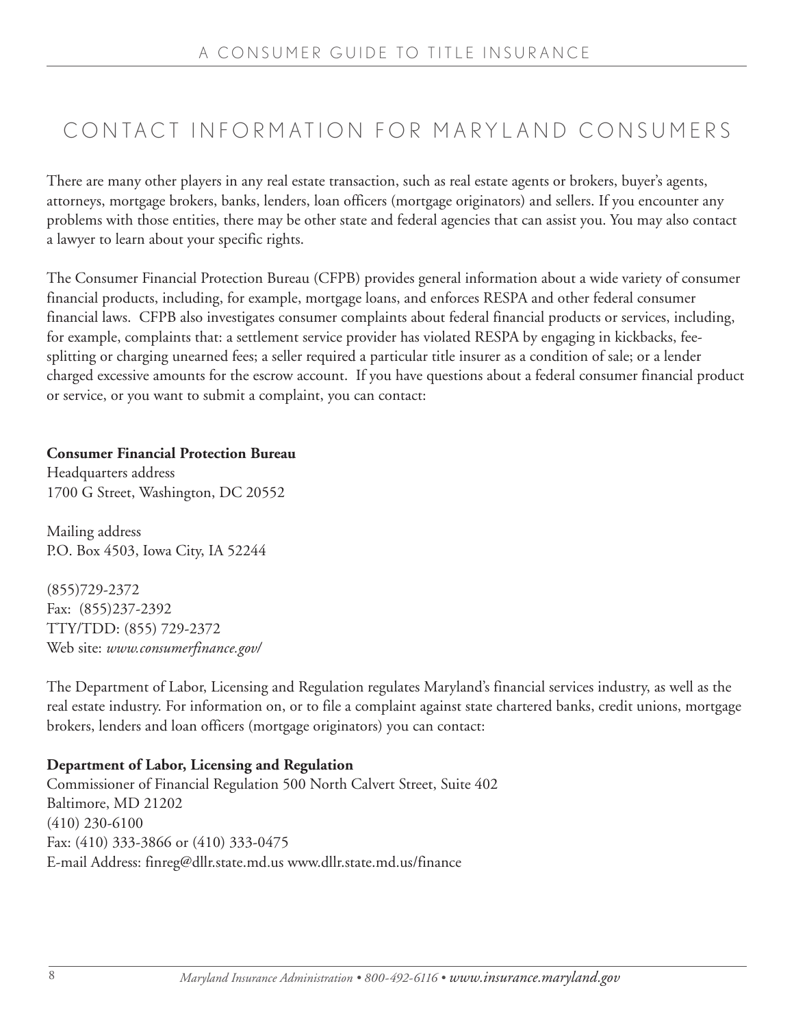# CONTACT INFORMATION FOR MARYLAND CONSUMERS

There are many other players in any real estate transaction, such as real estate agents or brokers, buyer's agents, attorneys, mortgage brokers, banks, lenders, loan officers (mortgage originators) and sellers. If you encounter any problems with those entities, there may be other state and federal agencies that can assist you. You may also contact a lawyer to learn about your specific rights.

The Consumer Financial Protection Bureau (CFPB) provides general information about a wide variety of consumer financial products, including, for example, mortgage loans, and enforces RESPA and other federal consumer financial laws. CFPB also investigates consumer complaints about federal financial products or services, including, for example, complaints that: a settlement service provider has violated RESPA by engaging in kickbacks, fee-splitting or charging unearned fees; a seller required a particular title insurer as a condition of sale; or a lender charged excessive amounts for the escrow account. If you have questions about a federal consumer financial product or service, or you want to submit a complaint, you can contact:

**Consumer Financial Protection Bureau**
Headquarters address
1700 G Street, Washington, DC 20552

Mailing address
P.O. Box 4503, Iowa City, IA 52244

(855)729-2372
Fax: (855)237-2392
TTY/TDD: (855) 729-2372
Web site: *www.consumerfinance.gov/*

The Department of Labor, Licensing and Regulation regulates Maryland's financial services industry, as well as the real estate industry. For information on, or to file a complaint against state chartered banks, credit unions, mortgage brokers, lenders and loan officers (mortgage originators) you can contact:

**Department of Labor, Licensing and Regulation**
Commissioner of Financial Regulation 500 North Calvert Street, Suite 402
Baltimore, MD 21202
(410) 230-6100
Fax: (410) 333-3866 or (410) 333-0475
E-mail Address: finreg@dllr.state.md.us www.dllr.state.md.us/finance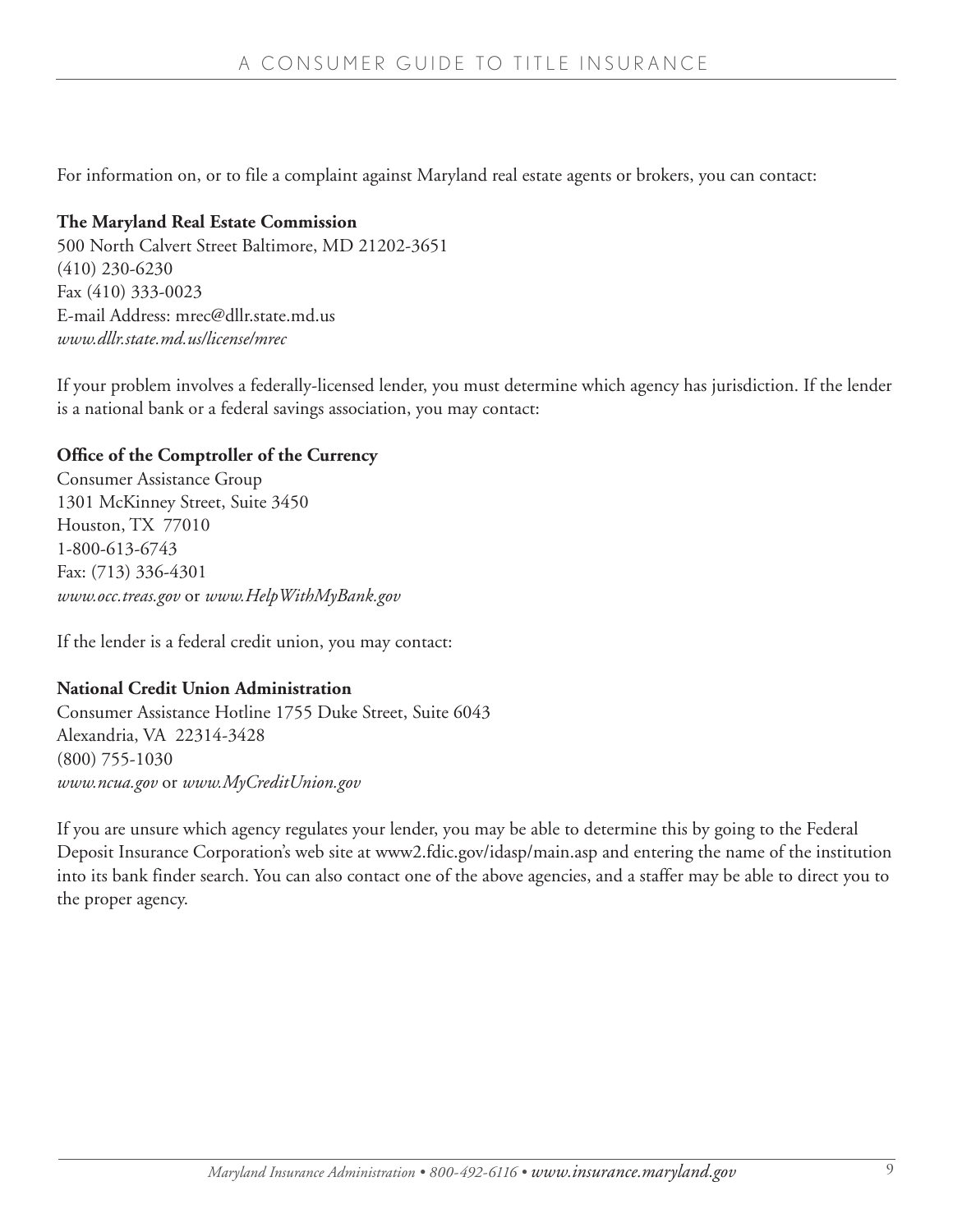For information on, or to file a complaint against Maryland real estate agents or brokers, you can contact:

**The Maryland Real Estate Commission**
500 North Calvert Street Baltimore, MD 21202-3651
(410) 230-6230
Fax (410) 333-0023
E-mail Address: mrec@dllr.state.md.us
*www.dllr.state.md.us/license/mrec*

If your problem involves a federally-licensed lender, you must determine which agency has jurisdiction. If the lender is a national bank or a federal savings association, you may contact:

**Office of the Comptroller of the Currency**
Consumer Assistance Group
1301 McKinney Street, Suite 3450
Houston, TX 77010
1-800-613-6743
Fax: (713) 336-4301
*www.occ.treas.gov* or *www.HelpWithMyBank.gov*

If the lender is a federal credit union, you may contact:

**National Credit Union Administration**
Consumer Assistance Hotline 1755 Duke Street, Suite 6043
Alexandria, VA 22314-3428
(800) 755-1030
*www.ncua.gov* or *www.MyCreditUnion.gov*

If you are unsure which agency regulates your lender, you may be able to determine this by going to the Federal Deposit Insurance Corporation's web site at www2.fdic.gov/idasp/main.asp and entering the name of the institution into its bank finder search. You can also contact one of the above agencies, and a staffer may be able to direct you to the proper agency.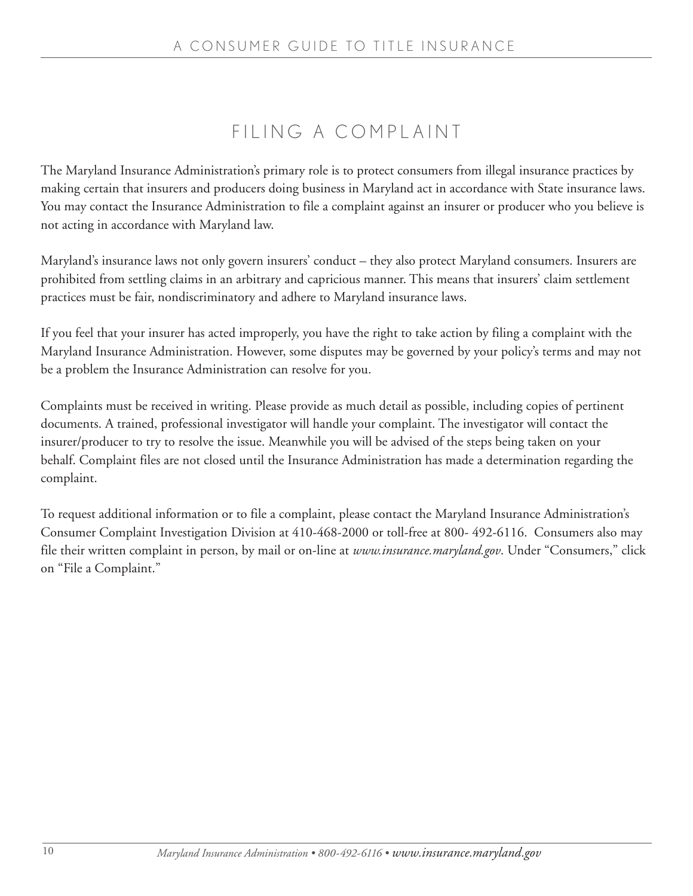# FILING A COMPLAINT

The Maryland Insurance Administration's primary role is to protect consumers from illegal insurance practices by making certain that insurers and producers doing business in Maryland act in accordance with State insurance laws. You may contact the Insurance Administration to file a complaint against an insurer or producer who you believe is not acting in accordance with Maryland law.

Maryland's insurance laws not only govern insurers' conduct – they also protect Maryland consumers. Insurers are prohibited from settling claims in an arbitrary and capricious manner. This means that insurers' claim settlement practices must be fair, nondiscriminatory and adhere to Maryland insurance laws.

If you feel that your insurer has acted improperly, you have the right to take action by filing a complaint with the Maryland Insurance Administration. However, some disputes may be governed by your policy's terms and may not be a problem the Insurance Administration can resolve for you.

Complaints must be received in writing. Please provide as much detail as possible, including copies of pertinent documents. A trained, professional investigator will handle your complaint. The investigator will contact the insurer/producer to try to resolve the issue. Meanwhile you will be advised of the steps being taken on your behalf. Complaint files are not closed until the Insurance Administration has made a determination regarding the complaint.

To request additional information or to file a complaint, please contact the Maryland Insurance Administration's Consumer Complaint Investigation Division at 410-468-2000 or toll-free at 800- 492-6116. Consumers also may file their written complaint in person, by mail or on-line at *www.insurance.maryland.gov*. Under "Consumers," click on "File a Complaint."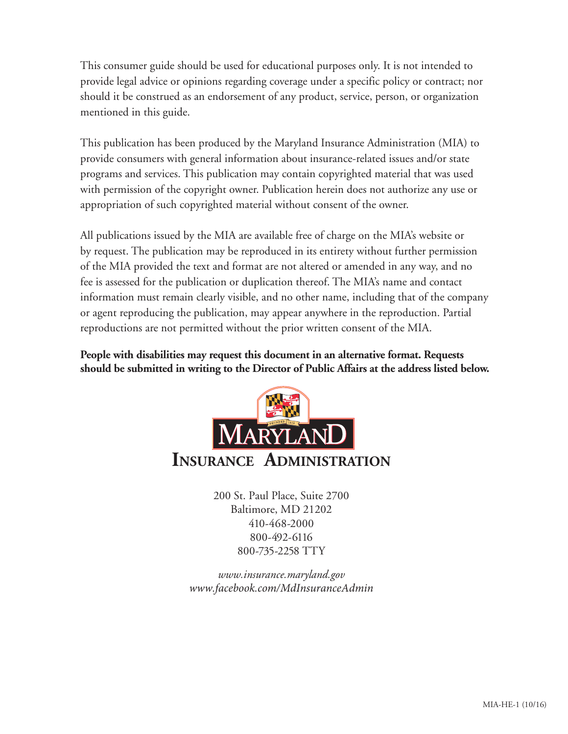This consumer guide should be used for educational purposes only. It is not intended to provide legal advice or opinions regarding coverage under a specific policy or contract; nor should it be construed as an endorsement of any product, service, person, or organization mentioned in this guide.

This publication has been produced by the Maryland Insurance Administration (MIA) to provide consumers with general information about insurance-related issues and/or state programs and services. This publication may contain copyrighted material that was used with permission of the copyright owner. Publication herein does not authorize any use or appropriation of such copyrighted material without consent of the owner.

All publications issued by the MIA are available free of charge on the MIA's website or by request. The publication may be reproduced in its entirety without further permission of the MIA provided the text and format are not altered or amended in any way, and no fee is assessed for the publication or duplication thereof. The MIA's name and contact information must remain clearly visible, and no other name, including that of the company or agent reproducing the publication, may appear anywhere in the reproduction. Partial reproductions are not permitted without the prior written consent of the MIA.

**People with disabilities may request this document in an alternative format. Requests should be submitted in writing to the Director of Public Affairs at the address listed below.**

MARYLAND

INSURANCE ADMINISTRATION

200 St. Paul Place, Suite 2700
Baltimore, MD 21202
410-468-2000
800-492-6116
800-735-2258 TTY

*www.insurance.maryland.gov*
*www.facebook.com/MdInsuranceAdmin*

MIA-HE-1 (10/16)